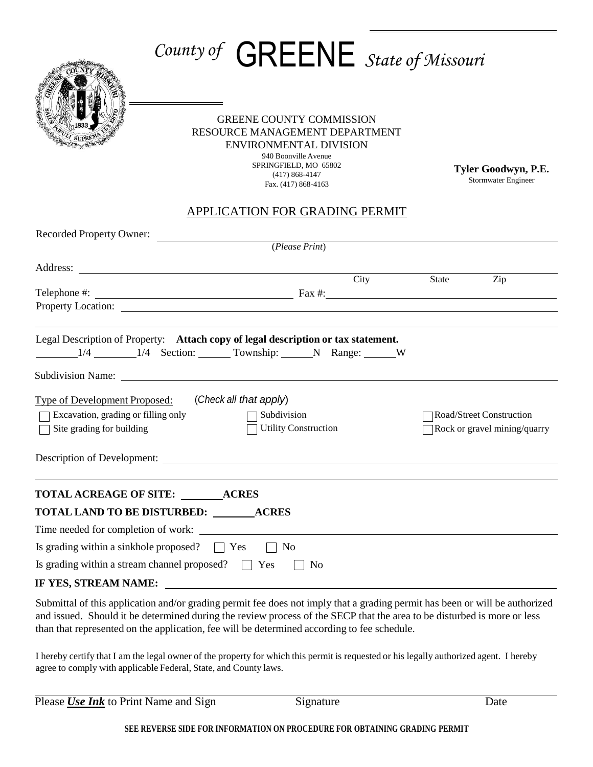# *County of* GREENE *State of Missouri*

GREENE COUNTY COMMISSION
RESOURCE MANAGEMENT DEPARTMENT
ENVIRONMENTAL DIVISION
940 Boonville Avenue
SPRINGFIELD, MO 65802
(417) 868-4147
Fax. (417) 868-4163

**Tyler Goodwyn, P.E.**
Stormwater Engineer

## APPLICATION FOR GRADING PERMIT

Recorded Property Owner: ______________________________
(*Please Print*)

Address: ______________________________ City ________ State ________ Zip ________

Telephone #: ______________________ Fax #: ______________________

Property Location: ______________________________

Legal Description of Property: **Attach copy of legal description or tax statement.**

________1/4 ________1/4 Section: ______ Township: ______N Range: ______W

Subdivision Name: ______________________________

Type of Development Proposed: (*Check all that apply*)

- [ ] Excavation, grading or filling only
- [ ] Site grading for building
- [ ] Subdivision
- [ ] Utility Construction
- [ ] Road/Street Construction
- [ ] Rock or gravel mining/quarry

Description of Development: ______________________________

**TOTAL ACREAGE OF SITE: ________ ACRES**

**TOTAL LAND TO BE DISTURBED: ________ ACRES**

Time needed for completion of work: ______________________________

Is grading within a sinkhole proposed? [ ] Yes [ ] No

Is grading within a stream channel proposed? [ ] Yes [ ] No

**IF YES, STREAM NAME:** ______________________________

Submittal of this application and/or grading permit fee does not imply that a grading permit has been or will be authorized and issued. Should it be determined during the review process of the SECP that the area to be disturbed is more or less than that represented on the application, fee will be determined according to fee schedule.

I hereby certify that I am the legal owner of the property for which this permit is requested or his legally authorized agent. I hereby agree to comply with applicable Federal, State, and County laws.

Please ***Use Ink*** to Print Name and Sign Signature Date

**SEE REVERSE SIDE FOR INFORMATION ON PROCEDURE FOR OBTAINING GRADING PERMIT**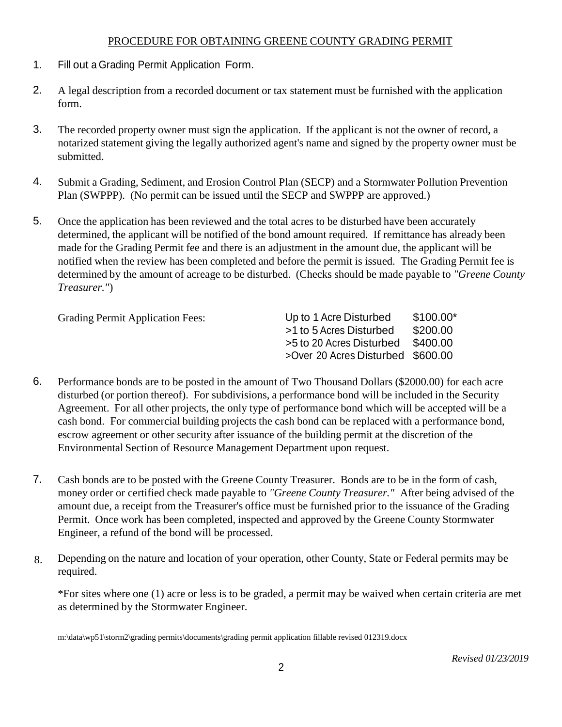## PROCEDURE FOR OBTAINING GREENE COUNTY GRADING PERMIT

1. Fill out a Grading Permit Application Form.

2. A legal description from a recorded document or tax statement must be furnished with the application form.

3. The recorded property owner must sign the application. If the applicant is not the owner of record, a notarized statement giving the legally authorized agent's name and signed by the property owner must be submitted.

4. Submit a Grading, Sediment, and Erosion Control Plan (SECP) and a Stormwater Pollution Prevention Plan (SWPPP). (No permit can be issued until the SECP and SWPPP are approved.)

5. Once the application has been reviewed and the total acres to be disturbed have been accurately determined, the applicant will be notified of the bond amount required. If remittance has already been made for the Grading Permit fee and there is an adjustment in the amount due, the applicant will be notified when the review has been completed and before the permit is issued. The Grading Permit fee is determined by the amount of acreage to be disturbed. (Checks should be made payable to *"Greene County Treasurer."*)

| | | |
|---|---|---|
| Grading Permit Application Fees: | Up to 1 Acre Disturbed | $100.00* |
| | >1 to 5 Acres Disturbed | $200.00 |
| | >5 to 20 Acres Disturbed | $400.00 |
| | >Over 20 Acres Disturbed | $600.00 |

6. Performance bonds are to be posted in the amount of Two Thousand Dollars ($2000.00) for each acre disturbed (or portion thereof). For subdivisions, a performance bond will be included in the Security Agreement. For all other projects, the only type of performance bond which will be accepted will be a cash bond. For commercial building projects the cash bond can be replaced with a performance bond, escrow agreement or other security after issuance of the building permit at the discretion of the Environmental Section of Resource Management Department upon request.

7. Cash bonds are to be posted with the Greene County Treasurer. Bonds are to be in the form of cash, money order or certified check made payable to *"Greene County Treasurer."* After being advised of the amount due, a receipt from the Treasurer's office must be furnished prior to the issuance of the Grading Permit. Once work has been completed, inspected and approved by the Greene County Stormwater Engineer, a refund of the bond will be processed.

8. Depending on the nature and location of your operation, other County, State or Federal permits may be required.

*For sites where one (1) acre or less is to be graded, a permit may be waived when certain criteria are met as determined by the Stormwater Engineer.

m:\data\wp51\storm2\grading permits\documents\grading permit application fillable revised 012319.docx

*Revised 01/23/2019*